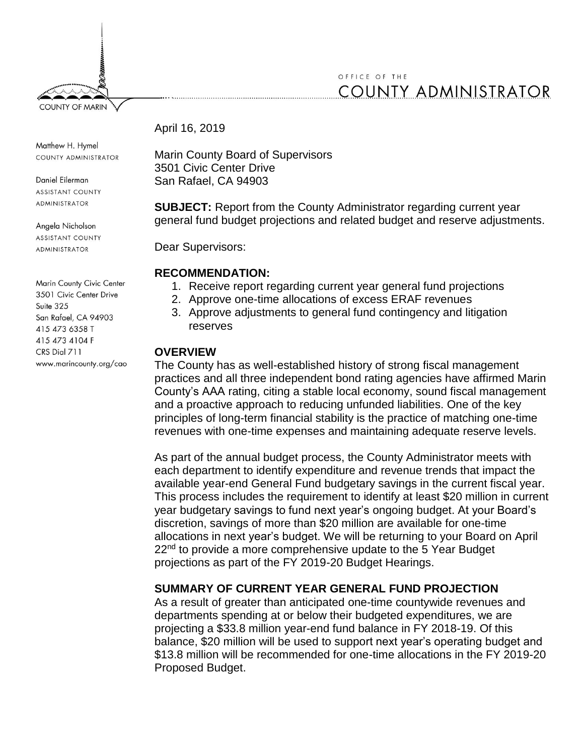COUNTY OF MARIN

OFFICE OF THE
COUNTY ADMINISTRATOR

Matthew H. Hymel
COUNTY ADMINISTRATOR

Daniel Eilerman
ASSISTANT COUNTY ADMINISTRATOR

Angela Nicholson
ASSISTANT COUNTY ADMINISTRATOR

Marin County Civic Center
3501 Civic Center Drive
Suite 325
San Rafael, CA 94903
415 473 6358 T
415 473 4104 F
CRS Dial 711
www.marincounty.org/cao

April 16, 2019

Marin County Board of Supervisors
3501 Civic Center Drive
San Rafael, CA 94903

**SUBJECT:** Report from the County Administrator regarding current year general fund budget projections and related budget and reserve adjustments.

Dear Supervisors:

**RECOMMENDATION:**

1. Receive report regarding current year general fund projections
2. Approve one-time allocations of excess ERAF revenues
3. Approve adjustments to general fund contingency and litigation reserves

**OVERVIEW**

The County has as well-established history of strong fiscal management practices and all three independent bond rating agencies have affirmed Marin County's AAA rating, citing a stable local economy, sound fiscal management and a proactive approach to reducing unfunded liabilities. One of the key principles of long-term financial stability is the practice of matching one-time revenues with one-time expenses and maintaining adequate reserve levels.

As part of the annual budget process, the County Administrator meets with each department to identify expenditure and revenue trends that impact the available year-end General Fund budgetary savings in the current fiscal year. This process includes the requirement to identify at least $20 million in current year budgetary savings to fund next year's ongoing budget. At your Board's discretion, savings of more than $20 million are available for one-time allocations in next year's budget. We will be returning to your Board on April 22nd to provide a more comprehensive update to the 5 Year Budget projections as part of the FY 2019-20 Budget Hearings.

**SUMMARY OF CURRENT YEAR GENERAL FUND PROJECTION**

As a result of greater than anticipated one-time countywide revenues and departments spending at or below their budgeted expenditures, we are projecting a $33.8 million year-end fund balance in FY 2018-19. Of this balance, $20 million will be used to support next year's operating budget and $13.8 million will be recommended for one-time allocations in the FY 2019-20 Proposed Budget.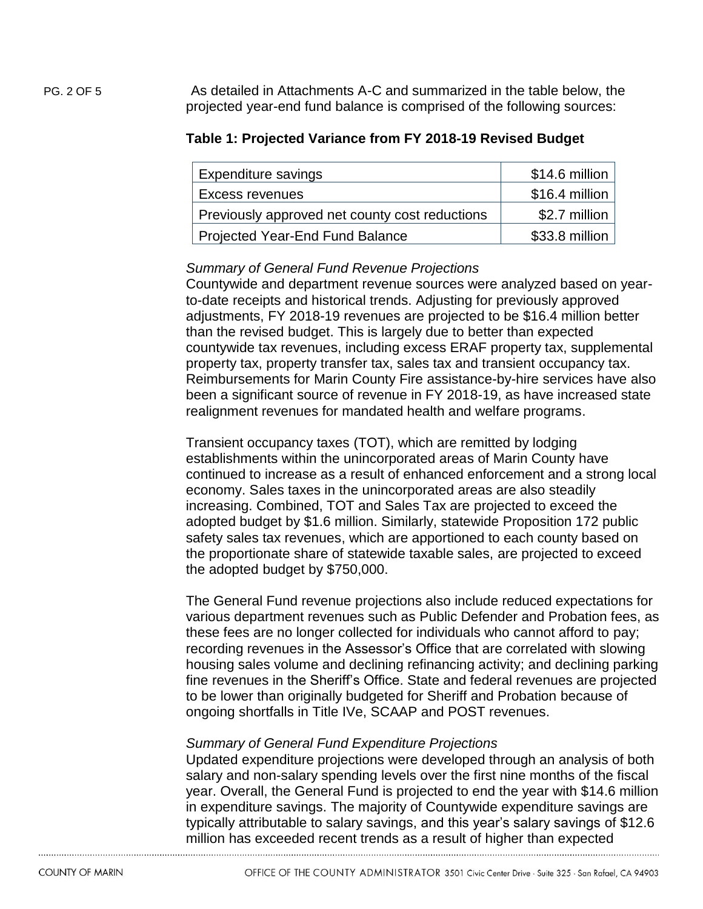As detailed in Attachments A-C and summarized in the table below, the projected year-end fund balance is comprised of the following sources:

**Table 1: Projected Variance from FY 2018-19 Revised Budget**

| | |
|---|---:|
| Expenditure savings | \$14.6 million |
| Excess revenues | \$16.4 million |
| Previously approved net county cost reductions | \$2.7 million |
| Projected Year-End Fund Balance | \$33.8 million |

*Summary of General Fund Revenue Projections*

Countywide and department revenue sources were analyzed based on year-to-date receipts and historical trends. Adjusting for previously approved adjustments, FY 2018-19 revenues are projected to be \$16.4 million better than the revised budget. This is largely due to better than expected countywide tax revenues, including excess ERAF property tax, supplemental property tax, property transfer tax, sales tax and transient occupancy tax. Reimbursements for Marin County Fire assistance-by-hire services have also been a significant source of revenue in FY 2018-19, as have increased state realignment revenues for mandated health and welfare programs.

Transient occupancy taxes (TOT), which are remitted by lodging establishments within the unincorporated areas of Marin County have continued to increase as a result of enhanced enforcement and a strong local economy. Sales taxes in the unincorporated areas are also steadily increasing. Combined, TOT and Sales Tax are projected to exceed the adopted budget by \$1.6 million. Similarly, statewide Proposition 172 public safety sales tax revenues, which are apportioned to each county based on the proportionate share of statewide taxable sales, are projected to exceed the adopted budget by \$750,000.

The General Fund revenue projections also include reduced expectations for various department revenues such as Public Defender and Probation fees, as these fees are no longer collected for individuals who cannot afford to pay; recording revenues in the Assessor's Office that are correlated with slowing housing sales volume and declining refinancing activity; and declining parking fine revenues in the Sheriff's Office. State and federal revenues are projected to be lower than originally budgeted for Sheriff and Probation because of ongoing shortfalls in Title IVe, SCAAP and POST revenues.

*Summary of General Fund Expenditure Projections*

Updated expenditure projections were developed through an analysis of both salary and non-salary spending levels over the first nine months of the fiscal year. Overall, the General Fund is projected to end the year with \$14.6 million in expenditure savings. The majority of Countywide expenditure savings are typically attributable to salary savings, and this year's salary savings of \$12.6 million has exceeded recent trends as a result of higher than expected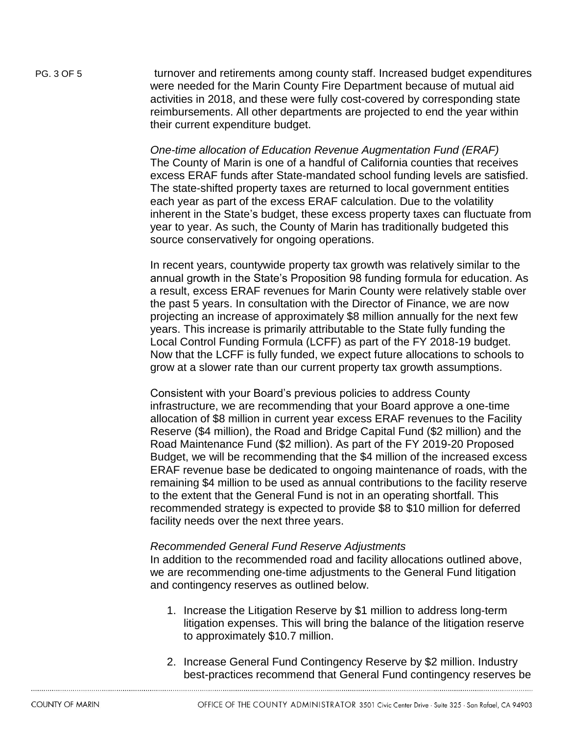turnover and retirements among county staff. Increased budget expenditures were needed for the Marin County Fire Department because of mutual aid activities in 2018, and these were fully cost-covered by corresponding state reimbursements. All other departments are projected to end the year within their current expenditure budget.

*One-time allocation of Education Revenue Augmentation Fund (ERAF)*
The County of Marin is one of a handful of California counties that receives excess ERAF funds after State-mandated school funding levels are satisfied. The state-shifted property taxes are returned to local government entities each year as part of the excess ERAF calculation. Due to the volatility inherent in the State's budget, these excess property taxes can fluctuate from year to year. As such, the County of Marin has traditionally budgeted this source conservatively for ongoing operations.

In recent years, countywide property tax growth was relatively similar to the annual growth in the State's Proposition 98 funding formula for education. As a result, excess ERAF revenues for Marin County were relatively stable over the past 5 years. In consultation with the Director of Finance, we are now projecting an increase of approximately $8 million annually for the next few years. This increase is primarily attributable to the State fully funding the Local Control Funding Formula (LCFF) as part of the FY 2018-19 budget. Now that the LCFF is fully funded, we expect future allocations to schools to grow at a slower rate than our current property tax growth assumptions.

Consistent with your Board's previous policies to address County infrastructure, we are recommending that your Board approve a one-time allocation of $8 million in current year excess ERAF revenues to the Facility Reserve ($4 million), the Road and Bridge Capital Fund ($2 million) and the Road Maintenance Fund ($2 million). As part of the FY 2019-20 Proposed Budget, we will be recommending that the $4 million of the increased excess ERAF revenue base be dedicated to ongoing maintenance of roads, with the remaining $4 million to be used as annual contributions to the facility reserve to the extent that the General Fund is not in an operating shortfall. This recommended strategy is expected to provide $8 to $10 million for deferred facility needs over the next three years.

*Recommended General Fund Reserve Adjustments*
In addition to the recommended road and facility allocations outlined above, we are recommending one-time adjustments to the General Fund litigation and contingency reserves as outlined below.

1. Increase the Litigation Reserve by $1 million to address long-term litigation expenses. This will bring the balance of the litigation reserve to approximately $10.7 million.

2. Increase General Fund Contingency Reserve by $2 million. Industry best-practices recommend that General Fund contingency reserves be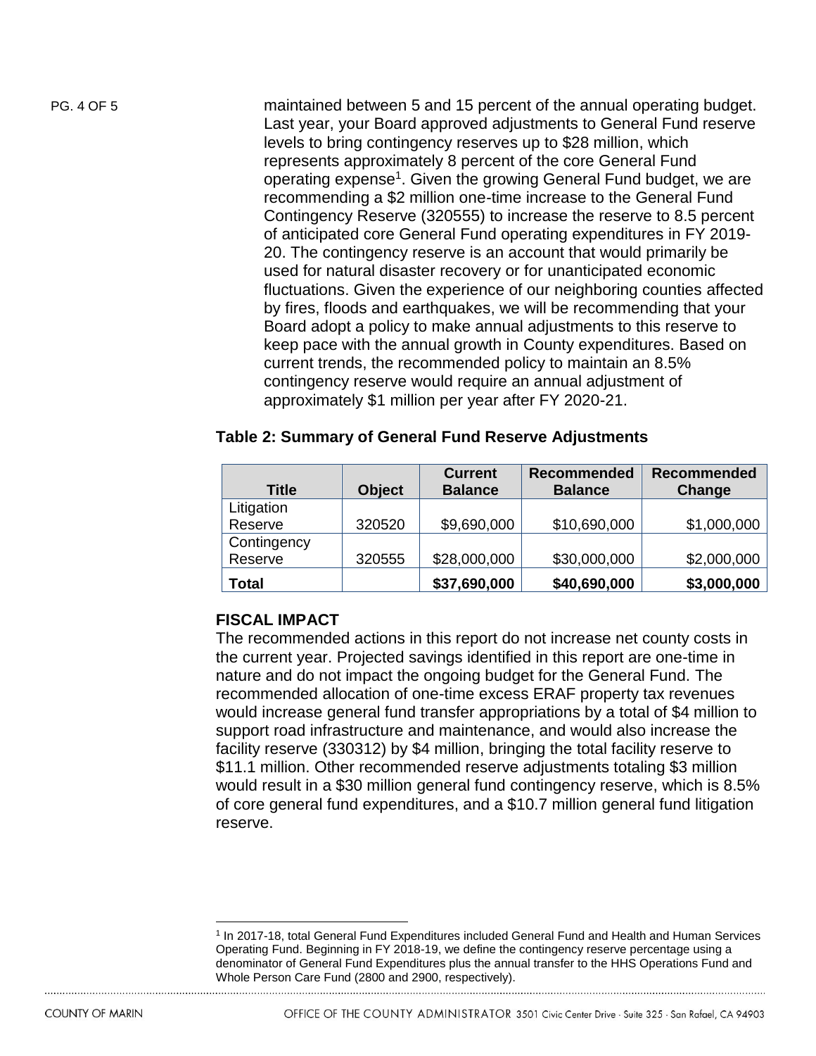maintained between 5 and 15 percent of the annual operating budget. Last year, your Board approved adjustments to General Fund reserve levels to bring contingency reserves up to $28 million, which represents approximately 8 percent of the core General Fund operating expense[1]. Given the growing General Fund budget, we are recommending a $2 million one-time increase to the General Fund Contingency Reserve (320555) to increase the reserve to 8.5 percent of anticipated core General Fund operating expenditures in FY 2019-20. The contingency reserve is an account that would primarily be used for natural disaster recovery or for unanticipated economic fluctuations. Given the experience of our neighboring counties affected by fires, floods and earthquakes, we will be recommending that your Board adopt a policy to make annual adjustments to this reserve to keep pace with the annual growth in County expenditures. Based on current trends, the recommended policy to maintain an 8.5% contingency reserve would require an annual adjustment of approximately $1 million per year after FY 2020-21.

**Table 2: Summary of General Fund Reserve Adjustments**

| Title | Object | Current Balance | Recommended Balance | Recommended Change |
|---|---|---|---|---|
| Litigation Reserve | 320520 | $9,690,000 | $10,690,000 | $1,000,000 |
| Contingency Reserve | 320555 | $28,000,000 | $30,000,000 | $2,000,000 |
| **Total** | | **$37,690,000** | **$40,690,000** | **$3,000,000** |

## FISCAL IMPACT

The recommended actions in this report do not increase net county costs in the current year. Projected savings identified in this report are one-time in nature and do not impact the ongoing budget for the General Fund. The recommended allocation of one-time excess ERAF property tax revenues would increase general fund transfer appropriations by a total of $4 million to support road infrastructure and maintenance, and would also increase the facility reserve (330312) by $4 million, bringing the total facility reserve to $11.1 million. Other recommended reserve adjustments totaling $3 million would result in a $30 million general fund contingency reserve, which is 8.5% of core general fund expenditures, and a $10.7 million general fund litigation reserve.

[1] In 2017-18, total General Fund Expenditures included General Fund and Health and Human Services Operating Fund. Beginning in FY 2018-19, we define the contingency reserve percentage using a denominator of General Fund Expenditures plus the annual transfer to the HHS Operations Fund and Whole Person Care Fund (2800 and 2900, respectively).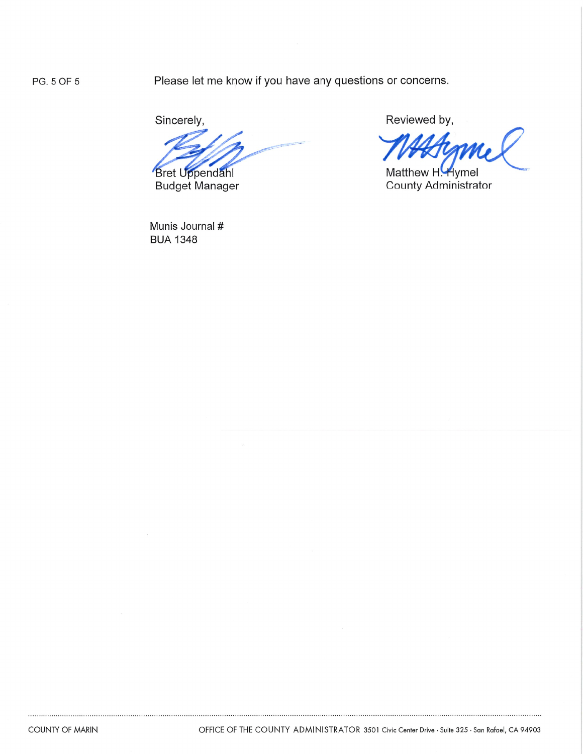Please let me know if you have any questions or concerns.

Sincerely,

Bret Uppendahl
Budget Manager

Reviewed by,

Matthew H. Hymel
County Administrator

Munis Journal #
BUA 1348